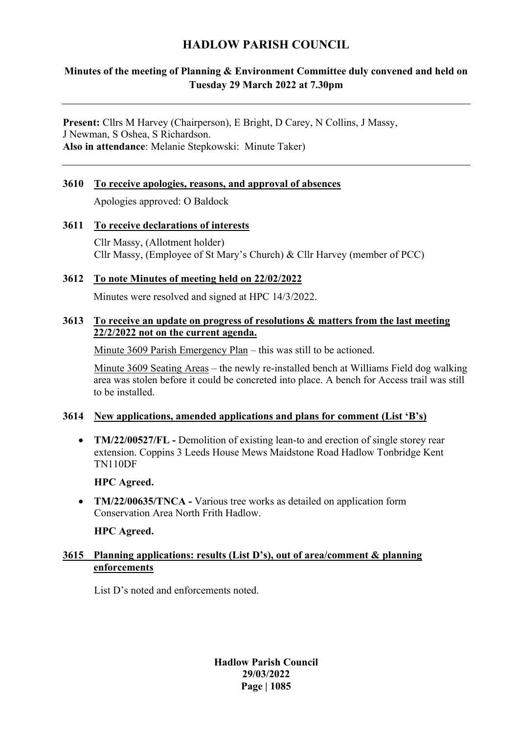# HADLOW PARISH COUNCIL

## Minutes of the meeting of Planning & Environment Committee duly convened and held on Tuesday 29 March 2022 at 7.30pm

---

**Present:** Cllrs M Harvey (Chairperson), E Bright, D Carey, N Collins, J Massy, J Newman, S Oshea, S Richardson.
**Also in attendance**: Melanie Stepkowski: Minute Taker)

---

### 3610 To receive apologies, reasons, and approval of absences

Apologies approved: O Baldock

### 3611 To receive declarations of interests

Cllr Massy, (Allotment holder)
Cllr Massy, (Employee of St Mary's Church) & Cllr Harvey (member of PCC)

### 3612 To note Minutes of meeting held on 22/02/2022

Minutes were resolved and signed at HPC 14/3/2022.

### 3613 To receive an update on progress of resolutions & matters from the last meeting 22/2/2022 not on the current agenda.

Minute 3609 Parish Emergency Plan – this was still to be actioned.

Minute 3609 Seating Areas – the newly re-installed bench at Williams Field dog walking area was stolen before it could be concreted into place. A bench for Access trail was still to be installed.

### 3614 New applications, amended applications and plans for comment (List 'B's)

- **TM/22/00527/FL -** Demolition of existing lean-to and erection of single storey rear extension. Coppins 3 Leeds House Mews Maidstone Road Hadlow Tonbridge Kent TN110DF

  **HPC Agreed.**

- **TM/22/00635/TNCA -** Various tree works as detailed on application form Conservation Area North Frith Hadlow.

  **HPC Agreed.**

### 3615 Planning applications: results (List D's), out of area/comment & planning enforcements

List D's noted and enforcements noted.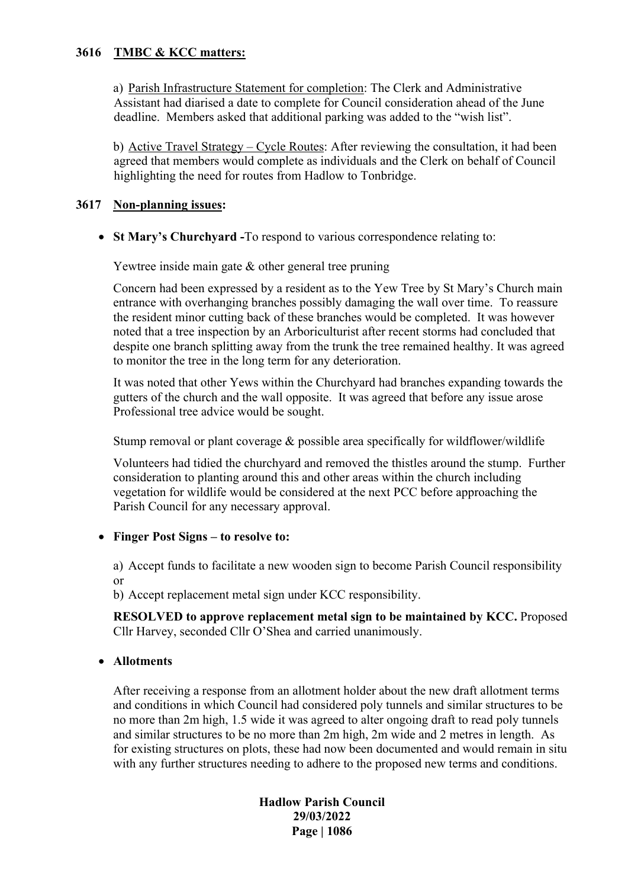## 3616 TMBC & KCC matters:

a) Parish Infrastructure Statement for completion: The Clerk and Administrative Assistant had diarised a date to complete for Council consideration ahead of the June deadline. Members asked that additional parking was added to the "wish list".

b) Active Travel Strategy – Cycle Routes: After reviewing the consultation, it had been agreed that members would complete as individuals and the Clerk on behalf of Council highlighting the need for routes from Hadlow to Tonbridge.

## 3617 Non-planning issues:

- **St Mary's Churchyard -**To respond to various correspondence relating to:

  Yewtree inside main gate & other general tree pruning

  Concern had been expressed by a resident as to the Yew Tree by St Mary's Church main entrance with overhanging branches possibly damaging the wall over time. To reassure the resident minor cutting back of these branches would be completed. It was however noted that a tree inspection by an Arboriculturist after recent storms had concluded that despite one branch splitting away from the trunk the tree remained healthy. It was agreed to monitor the tree in the long term for any deterioration.

  It was noted that other Yews within the Churchyard had branches expanding towards the gutters of the church and the wall opposite. It was agreed that before any issue arose Professional tree advice would be sought.

  Stump removal or plant coverage & possible area specifically for wildflower/wildlife

  Volunteers had tidied the churchyard and removed the thistles around the stump. Further consideration to planting around this and other areas within the church including vegetation for wildlife would be considered at the next PCC before approaching the Parish Council for any necessary approval.

- **Finger Post Signs – to resolve to:**

  a) Accept funds to facilitate a new wooden sign to become Parish Council responsibility or

  b) Accept replacement metal sign under KCC responsibility.

  **RESOLVED to approve replacement metal sign to be maintained by KCC.** Proposed Cllr Harvey, seconded Cllr O'Shea and carried unanimously.

- **Allotments**

  After receiving a response from an allotment holder about the new draft allotment terms and conditions in which Council had considered poly tunnels and similar structures to be no more than 2m high, 1.5 wide it was agreed to alter ongoing draft to read poly tunnels and similar structures to be no more than 2m high, 2m wide and 2 metres in length. As for existing structures on plots, these had now been documented and would remain in situ with any further structures needing to adhere to the proposed new terms and conditions.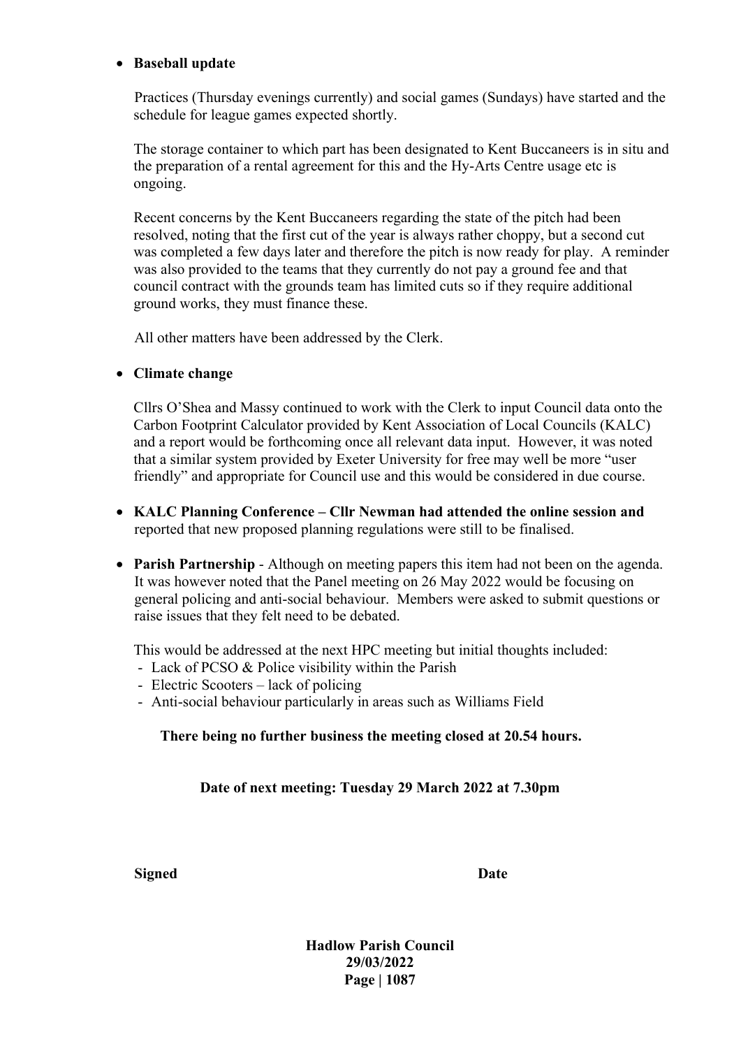- **Baseball update**

  Practices (Thursday evenings currently) and social games (Sundays) have started and the schedule for league games expected shortly.

  The storage container to which part has been designated to Kent Buccaneers is in situ and the preparation of a rental agreement for this and the Hy-Arts Centre usage etc is ongoing.

  Recent concerns by the Kent Buccaneers regarding the state of the pitch had been resolved, noting that the first cut of the year is always rather choppy, but a second cut was completed a few days later and therefore the pitch is now ready for play. A reminder was also provided to the teams that they currently do not pay a ground fee and that council contract with the grounds team has limited cuts so if they require additional ground works, they must finance these.

  All other matters have been addressed by the Clerk.

- **Climate change**

  Cllrs O'Shea and Massy continued to work with the Clerk to input Council data onto the Carbon Footprint Calculator provided by Kent Association of Local Councils (KALC) and a report would be forthcoming once all relevant data input. However, it was noted that a similar system provided by Exeter University for free may well be more "user friendly" and appropriate for Council use and this would be considered in due course.

- **KALC Planning Conference – Cllr Newman had attended the online session and** reported that new proposed planning regulations were still to be finalised.

- **Parish Partnership** - Although on meeting papers this item had not been on the agenda. It was however noted that the Panel meeting on 26 May 2022 would be focusing on general policing and anti-social behaviour. Members were asked to submit questions or raise issues that they felt need to be debated.

  This would be addressed at the next HPC meeting but initial thoughts included:
  - Lack of PCSO & Police visibility within the Parish
  - Electric Scooters – lack of policing
  - Anti-social behaviour particularly in areas such as Williams Field

**There being no further business the meeting closed at 20.54 hours.**

**Date of next meeting: Tuesday 29 March 2022 at 7.30pm**

**Signed** **Date**

**Hadlow Parish Council**
**29/03/2022**